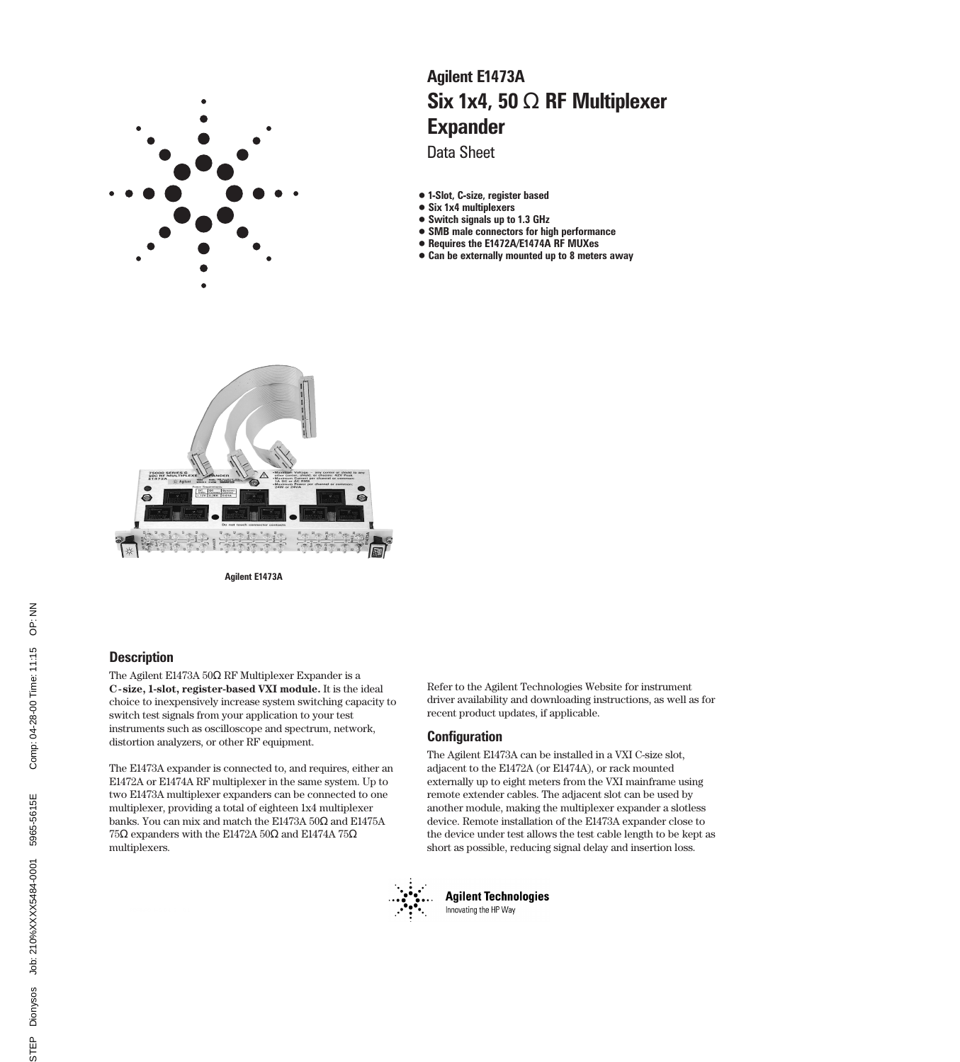# Agilent E1473A
## Six 1x4, 50 Ω RF Multiplexer Expander

Data Sheet

- 1-Slot, C-size, register based
- Six 1x4 multiplexers
- Switch signals up to 1.3 GHz
- SMB male connectors for high performance
- Requires the E1472A/E1474A RF MUXes
- Can be externally mounted up to 8 meters away

Agilent E1473A

## Description

The Agilent E1473A 50Ω RF Multiplexer Expander is a **C-size, 1-slot, register-based VXI module.** It is the ideal choice to inexpensively increase system switching capacity to switch test signals from your application to your test instruments such as oscilloscope and spectrum, network, distortion analyzers, or other RF equipment.

The E1473A expander is connected to, and requires, either an E1472A or E1474A RF multiplexer in the same system. Up to two E1473A multiplexer expanders can be connected to one multiplexer, providing a total of eighteen 1x4 multiplexer banks. You can mix and match the E1473A 50Ω and E1475A 75Ω expanders with the E1472A 50Ω and E1474A 75Ω multiplexers.

Refer to the Agilent Technologies Website for instrument driver availability and downloading instructions, as well as for recent product updates, if applicable.

## Configuration

The Agilent E1473A can be installed in a VXI C-size slot, adjacent to the E1472A (or E1474A), or rack mounted externally up to eight meters from the VXI mainframe using remote extender cables. The adjacent slot can be used by another module, making the multiplexer expander a slotless device. Remote installation of the E1473A expander close to the device under test allows the test cable length to be kept as short as possible, reducing signal delay and insertion loss.

Agilent Technologies
Innovating the HP Way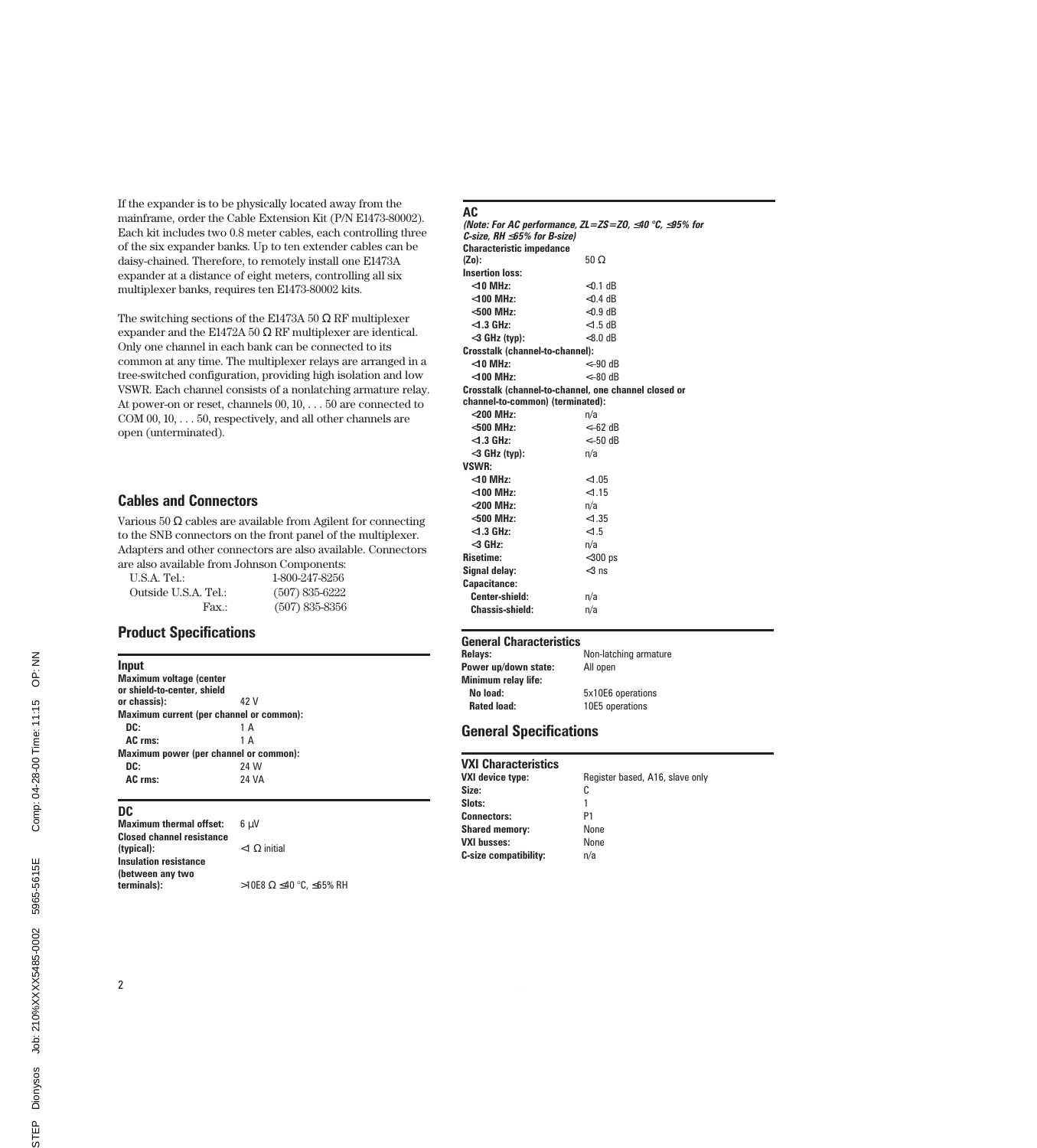If the expander is to be physically located away from the mainframe, order the Cable Extension Kit (P/N E1473-80002). Each kit includes two 0.8 meter cables, each controlling three of the six expander banks. Up to ten extender cables can be daisy-chained. Therefore, to remotely install one E1473A expander at a distance of eight meters, controlling all six multiplexer banks, requires ten E1473-80002 kits.

The switching sections of the E1473A 50 Ω RF multiplexer expander and the E1472A 50 Ω RF multiplexer are identical. Only one channel in each bank can be connected to its common at any time. The multiplexer relays are arranged in a tree-switched configuration, providing high isolation and low VSWR. Each channel consists of a nonlatching armature relay. At power-on or reset, channels 00, 10, . . . 50 are connected to COM 00, 10, . . . 50, respectively, and all other channels are open (unterminated).

## Cables and Connectors

Various 50 Ω cables are available from Agilent for connecting to the SNB connectors on the front panel of the multiplexer. Adapters and other connectors are also available. Connectors are also available from Johnson Components:

| | |
|---|---|
| U.S.A. Tel.: | 1-800-247-8256 |
| Outside U.S.A. Tel.: | (507) 835-6222 |
| Fax.: | (507) 835-8356 |

## Product Specifications

### Input

| | |
|---|---|
| **Maximum voltage (center or shield-to-center, shield or chassis):** | 42 V |
| **Maximum current (per channel or common):** | |
| **DC:** | 1 A |
| **AC rms:** | 1 A |
| **Maximum power (per channel or common):** | |
| **DC:** | 24 W |
| **AC rms:** | 24 VA |

### DC

| | |
|---|---|
| **Maximum thermal offset:** | 6 μV |
| **Closed channel resistance (typical):** | <1 Ω initial |
| **Insulation resistance (between any two terminals):** | >10E8 Ω ≤40 °C, ≤65% RH |

### AC

***(Note: For AC performance, ZL=ZS=ZO, ≤40 °C, ≤95% for C-size, RH ≤65% for B-size)***

| | |
|---|---|
| **Characteristic impedance (Zo):** | 50 Ω |
| **Insertion loss:** | |
| **<10 MHz:** | <0.1 dB |
| **<100 MHz:** | <0.4 dB |
| **<500 MHz:** | <0.9 dB |
| **<1.3 GHz:** | <1.5 dB |
| **<3 GHz (typ):** | <8.0 dB |
| **Crosstalk (channel-to-channel):** | |
| **<10 MHz:** | <-90 dB |
| **<100 MHz:** | <-80 dB |
| **Crosstalk (channel-to-channel, one channel closed or channel-to-common) (terminated):** | |
| **<200 MHz:** | n/a |
| **<500 MHz:** | <-62 dB |
| **<1.3 GHz:** | <-50 dB |
| **<3 GHz (typ):** | n/a |
| **VSWR:** | |
| **<10 MHz:** | <1.05 |
| **<100 MHz:** | <1.15 |
| **<200 MHz:** | n/a |
| **<500 MHz:** | <1.35 |
| **<1.3 GHz:** | <1.5 |
| **<3 GHz:** | n/a |
| **Risetime:** | <300 ps |
| **Signal delay:** | <3 ns |
| **Capacitance:** | |
| **Center-shield:** | n/a |
| **Chassis-shield:** | n/a |

### General Characteristics

| | |
|---|---|
| **Relays:** | Non-latching armature |
| **Power up/down state:** | All open |
| **Minimum relay life:** | |
| **No load:** | 5x10E6 operations |
| **Rated load:** | 10E5 operations |

## General Specifications

### VXI Characteristics

| | |
|---|---|
| **VXI device type:** | Register based, A16, slave only |
| **Size:** | C |
| **Slots:** | 1 |
| **Connectors:** | P1 |
| **Shared memory:** | None |
| **VXI busses:** | None |
| **C-size compatibility:** | n/a |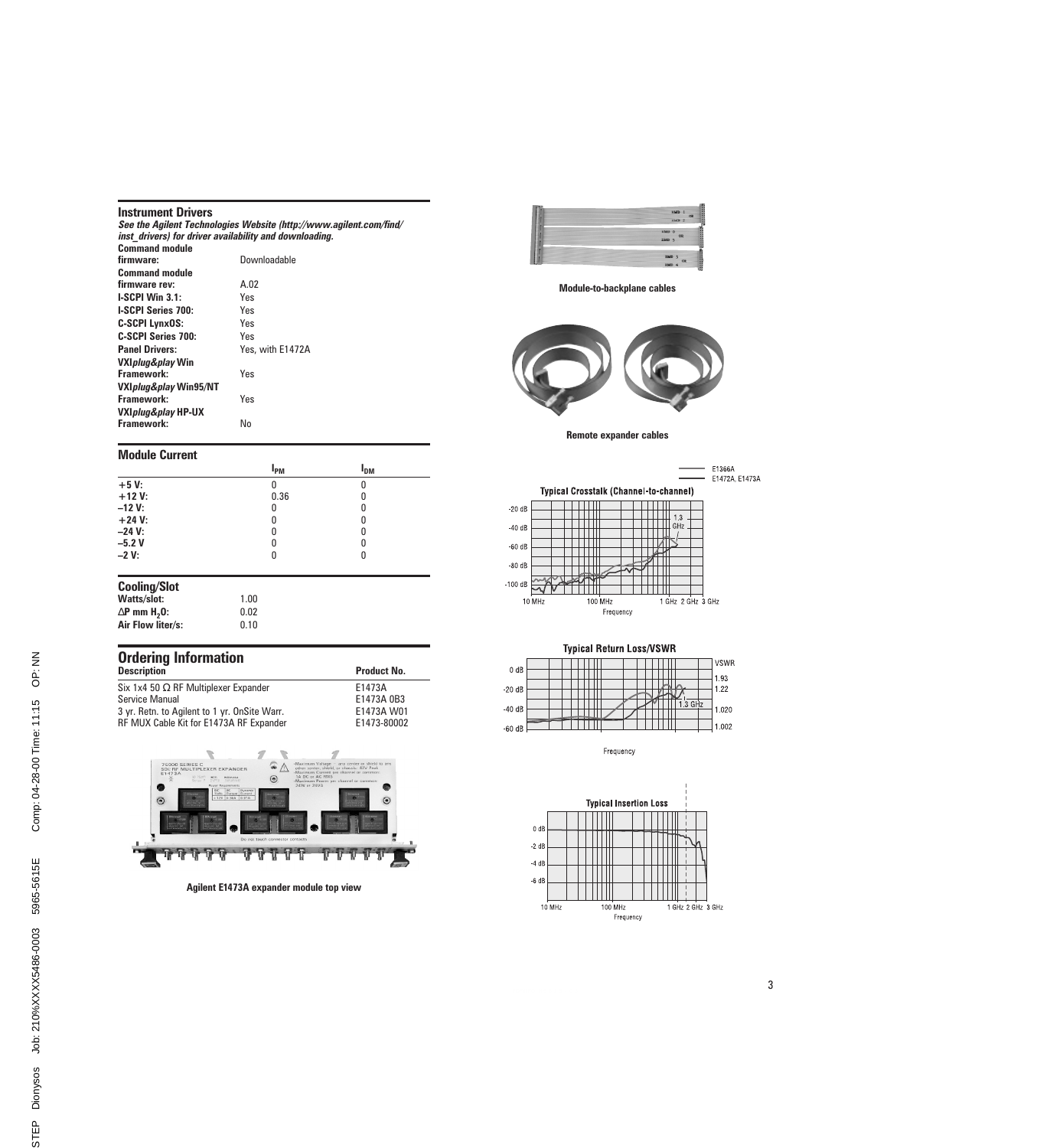## Instrument Drivers

***See the Agilent Technologies Website (http://www.agilent.com/find/inst_drivers) for driver availability and downloading.***

| | |
|---|---|
| **Command module firmware:** | Downloadable |
| **Command module firmware rev:** | A.02 |
| **I-SCPI Win 3.1:** | Yes |
| **I-SCPI Series 700:** | Yes |
| **C-SCPI LynxOS:** | Yes |
| **C-SCPI Series 700:** | Yes |
| **Panel Drivers:** | Yes, with E1472A |
| **VXI*plug&play* Win Framework:** | Yes |
| **VXI*plug&play* Win95/NT Framework:** | Yes |
| **VXI*plug&play* HP-UX Framework:** | No |

## Module Current

| | $I_{PM}$ | $I_{DM}$ |
|---|---|---|
| **+5 V:** | 0 | 0 |
| **+12 V:** | 0.36 | 0 |
| **–12 V:** | 0 | 0 |
| **+24 V:** | 0 | 0 |
| **–24 V:** | 0 | 0 |
| **–5.2 V** | 0 | 0 |
| **–2 V:** | 0 | 0 |

## Cooling/Slot

| | |
|---|---|
| **Watts/slot:** | 1.00 |
| **ΔP mm $H_2O$:** | 0.02 |
| **Air Flow liter/s:** | 0.10 |

## Ordering Information

| Description | Product No. |
|---|---|
| Six 1x4 50 Ω RF Multiplexer Expander | E1473A |
| Service Manual | E1473A 0B3 |
| 3 yr. Retn. to Agilent to 1 yr. OnSite Warr. | E1473A W01 |
| RF MUX Cable Kit for E1473A RF Expander | E1473-80002 |

Agilent E1473A expander module top view

Module-to-backplane cables

Remote expander cables

Typical Crosstalk (Channel-to-channel)

Typical Return Loss/VSWR

Typical Insertion Loss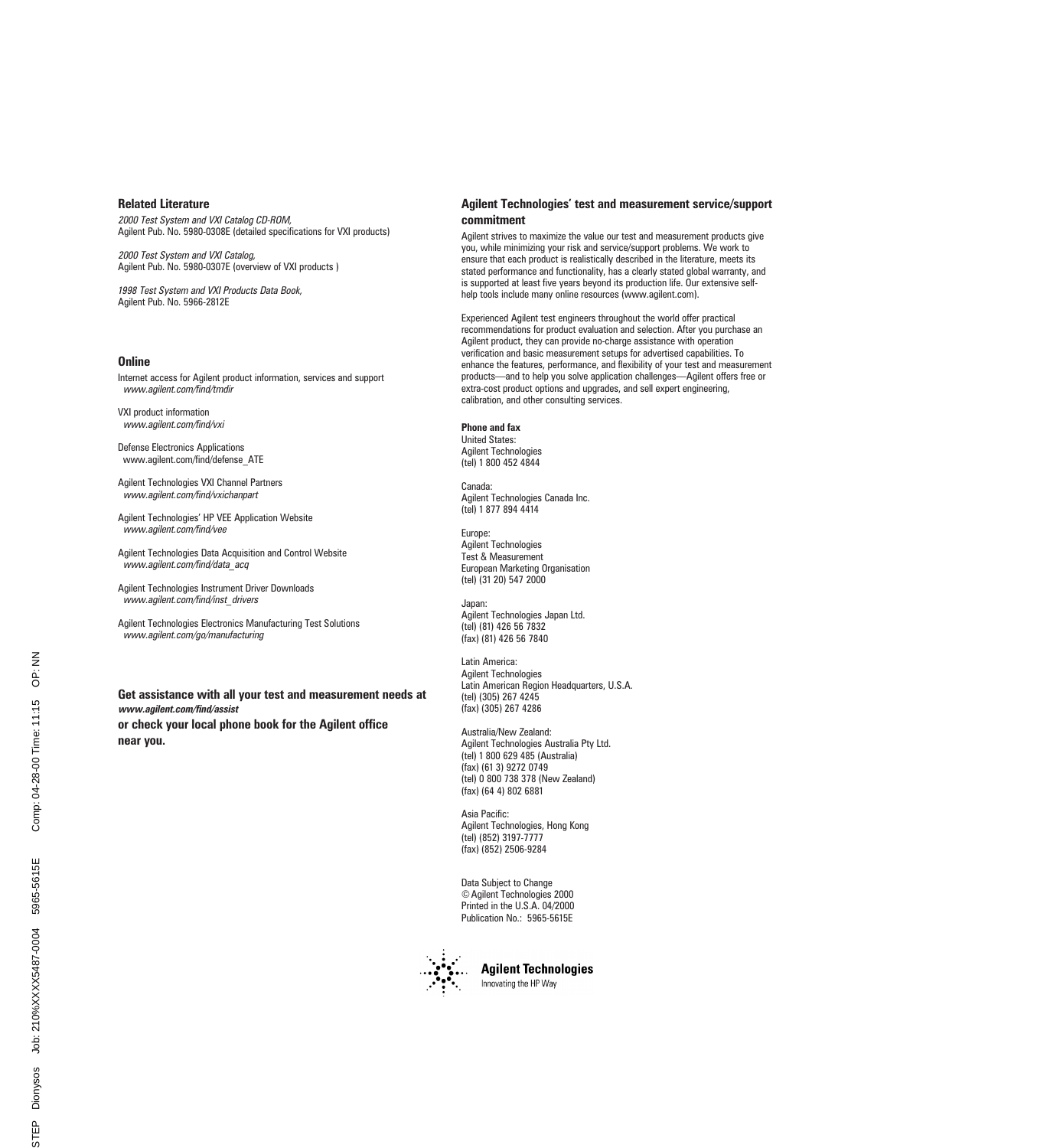### Related Literature

*2000 Test System and VXI Catalog CD-ROM,*
Agilent Pub. No. 5980-0308E (detailed specifications for VXI products)

*2000 Test System and VXI Catalog,*
Agilent Pub. No. 5980-0307E (overview of VXI products )

*1998 Test System and VXI Products Data Book,*
Agilent Pub. No. 5966-2812E

### Online

Internet access for Agilent product information, services and support
*www.agilent.com/find/tmdir*

VXI product information
*www.agilent.com/find/vxi*

Defense Electronics Applications
www.agilent.com/find/defense_ATE

Agilent Technologies VXI Channel Partners
*www.agilent.com/find/vxichanpart*

Agilent Technologies' HP VEE Application Website
*www.agilent.com/find/vee*

Agilent Technologies Data Acquisition and Control Website
*www.agilent.com/find/data_acq*

Agilent Technologies Instrument Driver Downloads
*www.agilent.com/find/inst_drivers*

Agilent Technologies Electronics Manufacturing Test Solutions
*www.agilent.com/go/manufacturing*

**Get assistance with all your test and measurement needs at** ***www.agilent.com/find/assist***
**or check your local phone book for the Agilent office near you.**

### Agilent Technologies' test and measurement service/support commitment

Agilent strives to maximize the value our test and measurement products give you, while minimizing your risk and service/support problems. We work to ensure that each product is realistically described in the literature, meets its stated performance and functionality, has a clearly stated global warranty, and is supported at least five years beyond its production life. Our extensive self-help tools include many online resources (www.agilent.com).

Experienced Agilent test engineers throughout the world offer practical recommendations for product evaluation and selection. After you purchase an Agilent product, they can provide no-charge assistance with operation verification and basic measurement setups for advertised capabilities. To enhance the features, performance, and flexibility of your test and measurement products—and to help you solve application challenges—Agilent offers free or extra-cost product options and upgrades, and sell expert engineering, calibration, and other consulting services.

**Phone and fax**

United States:
Agilent Technologies
(tel) 1 800 452 4844

Canada:
Agilent Technologies Canada Inc.
(tel) 1 877 894 4414

Europe:
Agilent Technologies
Test & Measurement
European Marketing Organisation
(tel) (31 20) 547 2000

Japan:
Agilent Technologies Japan Ltd.
(tel) (81) 426 56 7832
(fax) (81) 426 56 7840

Latin America:
Agilent Technologies
Latin American Region Headquarters, U.S.A.
(tel) (305) 267 4245
(fax) (305) 267 4286

Australia/New Zealand:
Agilent Technologies Australia Pty Ltd.
(tel) 1 800 629 485 (Australia)
(fax) (61 3) 9272 0749
(tel) 0 800 738 378 (New Zealand)
(fax) (64 4) 802 6881

Asia Pacific:
Agilent Technologies, Hong Kong
(tel) (852) 3197-7777
(fax) (852) 2506-9284

Data Subject to Change
© Agilent Technologies 2000
Printed in the U.S.A. 04/2000
Publication No.: 5965-5615E

**Agilent Technologies**
Innovating the HP Way

STEP Dionysos Job: 210%XXXX5487-0004 5965-5615E Comp: 04-28-00 Time: 11:15 OP: NN